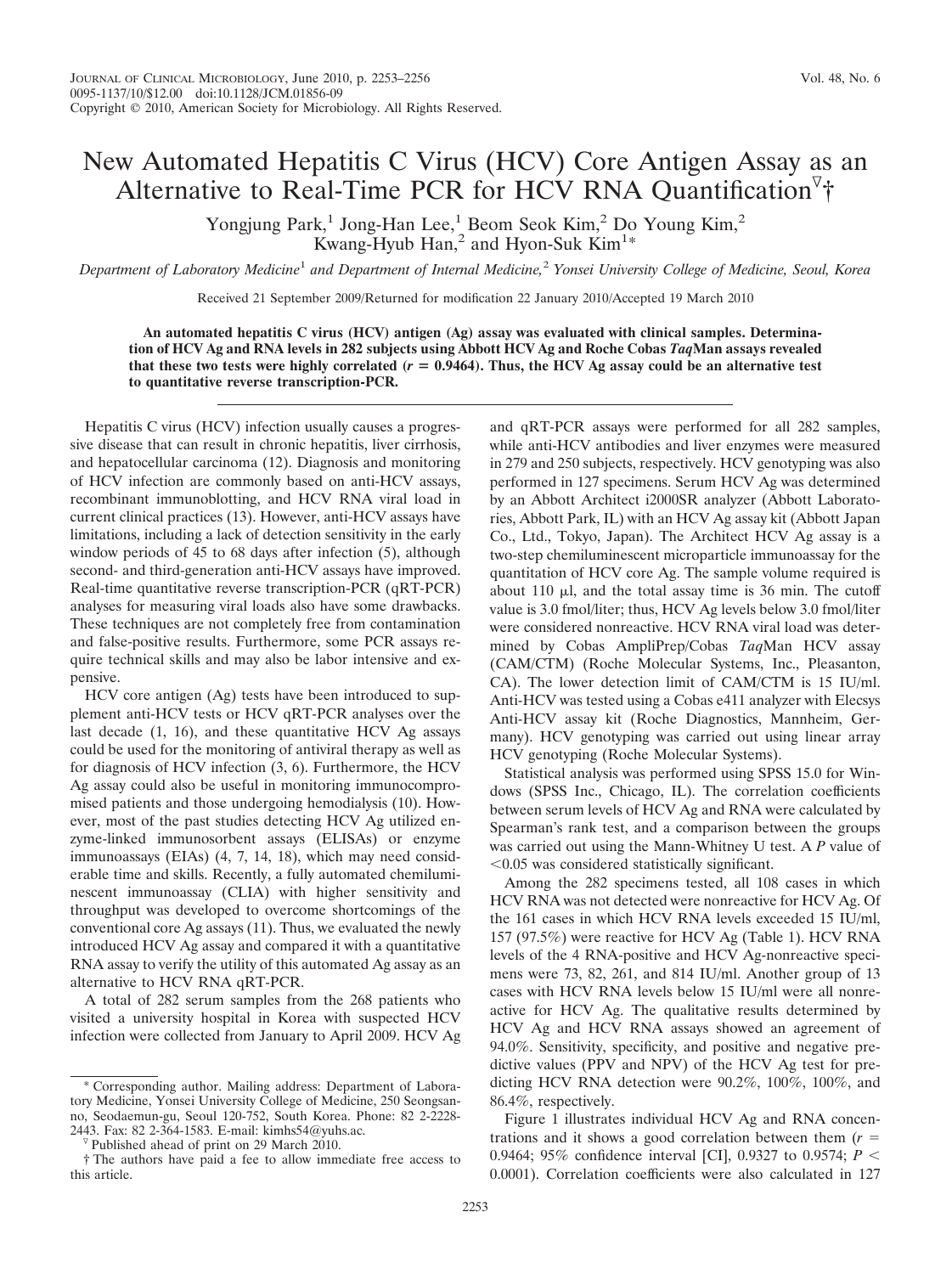# New Automated Hepatitis C Virus (HCV) Core Antigen Assay as an Alternative to Real-Time PCR for HCV RNA Quantification[▽]†

Yongjung Park,[1] Jong-Han Lee,[1] Beom Seok Kim,[2] Do Young Kim,[2] Kwang-Hyub Han,[2] and Hyon-Suk Kim[1]*

*Department of Laboratory Medicine[1] and Department of Internal Medicine,[2] Yonsei University College of Medicine, Seoul, Korea*

Received 21 September 2009/Returned for modification 22 January 2010/Accepted 19 March 2010

**An automated hepatitis C virus (HCV) antigen (Ag) assay was evaluated with clinical samples. Determination of HCV Ag and RNA levels in 282 subjects using Abbott HCV Ag and Roche Cobas *Taq*Man assays revealed that these two tests were highly correlated ($r = 0.9464$). Thus, the HCV Ag assay could be an alternative test to quantitative reverse transcription-PCR.**

Hepatitis C virus (HCV) infection usually causes a progressive disease that can result in chronic hepatitis, liver cirrhosis, and hepatocellular carcinoma (12). Diagnosis and monitoring of HCV infection are commonly based on anti-HCV assays, recombinant immunoblotting, and HCV RNA viral load in current clinical practices (13). However, anti-HCV assays have limitations, including a lack of detection sensitivity in the early window periods of 45 to 68 days after infection (5), although second- and third-generation anti-HCV assays have improved. Real-time quantitative reverse transcription-PCR (qRT-PCR) analyses for measuring viral loads also have some drawbacks. These techniques are not completely free from contamination and false-positive results. Furthermore, some PCR assays require technical skills and may also be labor intensive and expensive.

HCV core antigen (Ag) tests have been introduced to supplement anti-HCV tests or HCV qRT-PCR analyses over the last decade (1, 16), and these quantitative HCV Ag assays could be used for the monitoring of antiviral therapy as well as for diagnosis of HCV infection (3, 6). Furthermore, the HCV Ag assay could also be useful in monitoring immunocompromised patients and those undergoing hemodialysis (10). However, most of the past studies detecting HCV Ag utilized enzyme-linked immunosorbent assays (ELISAs) or enzyme immunoassays (EIAs) (4, 7, 14, 18), which may need considerable time and skills. Recently, a fully automated chemiluminescent immunoassay (CLIA) with higher sensitivity and throughput was developed to overcome shortcomings of the conventional core Ag assays (11). Thus, we evaluated the newly introduced HCV Ag assay and compared it with a quantitative RNA assay to verify the utility of this automated Ag assay as an alternative to HCV RNA qRT-PCR.

A total of 282 serum samples from the 268 patients who visited a university hospital in Korea with suspected HCV infection were collected from January to April 2009. HCV Ag and qRT-PCR assays were performed for all 282 samples, while anti-HCV antibodies and liver enzymes were measured in 279 and 250 subjects, respectively. HCV genotyping was also performed in 127 specimens. Serum HCV Ag was determined by an Abbott Architect i2000SR analyzer (Abbott Laboratories, Abbott Park, IL) with an HCV Ag assay kit (Abbott Japan Co., Ltd., Tokyo, Japan). The Architect HCV Ag assay is a two-step chemiluminescent microparticle immunoassay for the quantitation of HCV core Ag. The sample volume required is about 110 μl, and the total assay time is 36 min. The cutoff value is 3.0 fmol/liter; thus, HCV Ag levels below 3.0 fmol/liter were considered nonreactive. HCV RNA viral load was determined by Cobas AmpliPrep/Cobas *Taq*Man HCV assay (CAM/CTM) (Roche Molecular Systems, Inc., Pleasanton, CA). The lower detection limit of CAM/CTM is 15 IU/ml. Anti-HCV was tested using a Cobas e411 analyzer with Elecsys Anti-HCV assay kit (Roche Diagnostics, Mannheim, Germany). HCV genotyping was carried out using linear array HCV genotyping (Roche Molecular Systems).

Statistical analysis was performed using SPSS 15.0 for Windows (SPSS Inc., Chicago, IL). The correlation coefficients between serum levels of HCV Ag and RNA were calculated by Spearman's rank test, and a comparison between the groups was carried out using the Mann-Whitney U test. A $P$ value of $<0.05$ was considered statistically significant.

Among the 282 specimens tested, all 108 cases in which HCV RNA was not detected were nonreactive for HCV Ag. Of the 161 cases in which HCV RNA levels exceeded 15 IU/ml, 157 (97.5%) were reactive for HCV Ag (Table 1). HCV RNA levels of the 4 RNA-positive and HCV Ag-nonreactive specimens were 73, 82, 261, and 814 IU/ml. Another group of 13 cases with HCV RNA levels below 15 IU/ml were all nonreactive for HCV Ag. The qualitative results determined by HCV Ag and HCV RNA assays showed an agreement of 94.0%. Sensitivity, specificity, and positive and negative predictive values (PPV and NPV) of the HCV Ag test for predicting HCV RNA detection were 90.2%, 100%, 100%, and 86.4%, respectively.

Figure 1 illustrates individual HCV Ag and RNA concentrations and it shows a good correlation between them ($r = 0.9464$; 95% confidence interval [CI], 0.9327 to 0.9574; $P < 0.0001$). Correlation coefficients were also calculated in 127

\* Corresponding author. Mailing address: Department of Laboratory Medicine, Yonsei University College of Medicine, 250 Seongsanno, Seodaemun-gu, Seoul 120-752, South Korea. Phone: 82 2-2228-2443. Fax: 82 2-364-1583. E-mail: kimhs54@yuhs.ac.

▽ Published ahead of print on 29 March 2010.

† The authors have paid a fee to allow immediate free access to this article.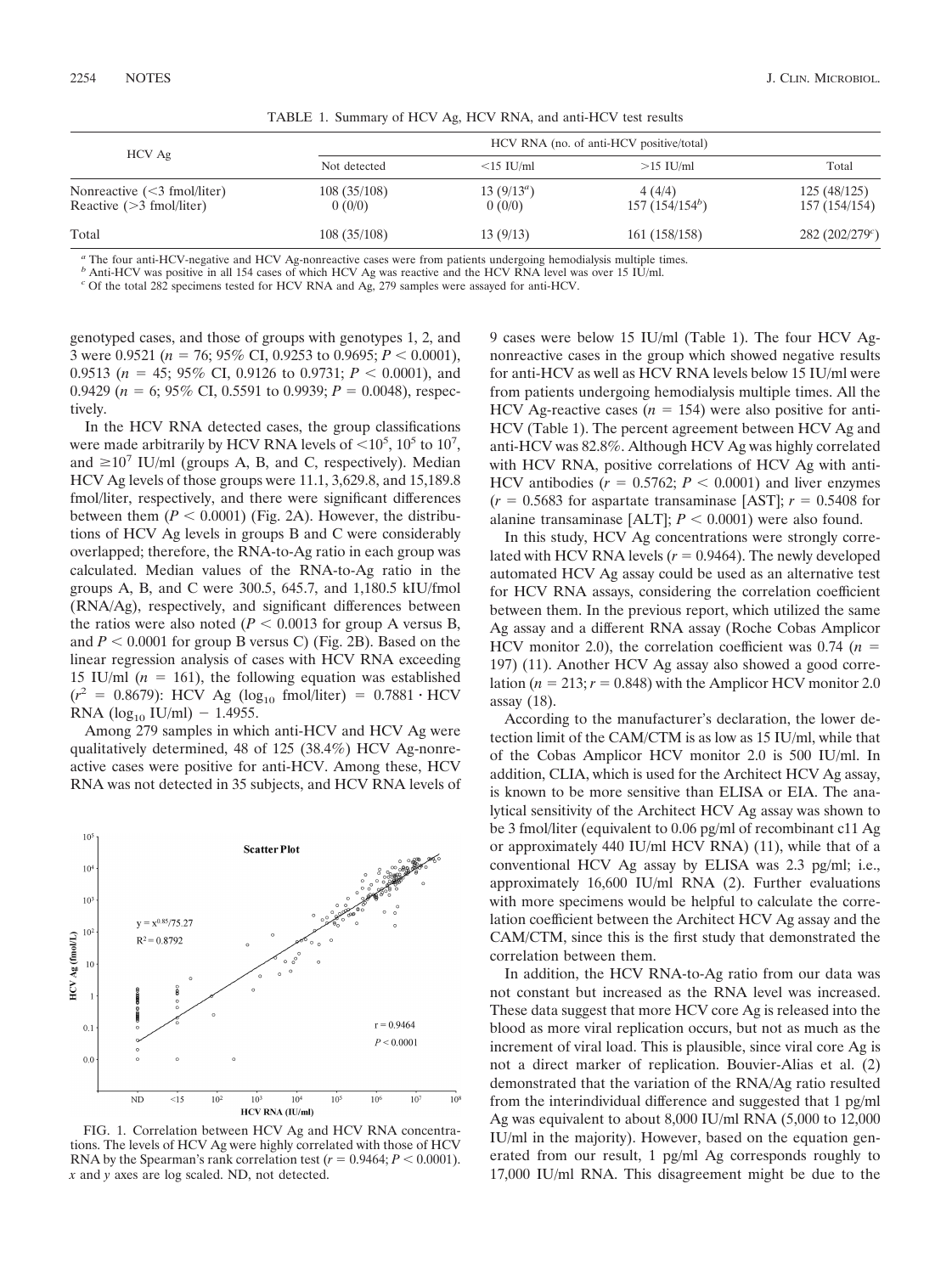TABLE 1. Summary of HCV Ag, HCV RNA, and anti-HCV test results

| HCV Ag | HCV RNA (no. of anti-HCV positive/total) | | | |
|---|---|---|---|---|
| | Not detected | <15 IU/ml | >15 IU/ml | Total |
| Nonreactive (<3 fmol/liter) | 108 (35/108) | 13 (9/13[a]) | 4 (4/4) | 125 (48/125) |
| Reactive (>3 fmol/liter) | 0 (0/0) | 0 (0/0) | 157 (154/154[b]) | 157 (154/154) |
| Total | 108 (35/108) | 13 (9/13) | 161 (158/158) | 282 (202/279[c]) |

[a] The four anti-HCV-negative and HCV Ag-nonreactive cases were from patients undergoing hemodialysis multiple times.

[b] Anti-HCV was positive in all 154 cases of which HCV Ag was reactive and the HCV RNA level was over 15 IU/ml.

[c] Of the total 282 specimens tested for HCV RNA and Ag, 279 samples were assayed for anti-HCV.

genotyped cases, and those of groups with genotypes 1, 2, and 3 were 0.9521 ($n = 76$; 95% CI, 0.9253 to 0.9695; $P < 0.0001$), 0.9513 ($n = 45$; 95% CI, 0.9126 to 0.9731; $P < 0.0001$), and 0.9429 ($n = 6$; 95% CI, 0.5591 to 0.9939; $P = 0.0048$), respectively.

In the HCV RNA detected cases, the group classifications were made arbitrarily by HCV RNA levels of $<10^5$, $10^5$ to $10^7$, and $\geq 10^7$ IU/ml (groups A, B, and C, respectively). Median HCV Ag levels of those groups were 11.1, 3,629.8, and 15,189.8 fmol/liter, respectively, and there were significant differences between them ($P < 0.0001$) (Fig. 2A). However, the distributions of HCV Ag levels in groups B and C were considerably overlapped; therefore, the RNA-to-Ag ratio in each group was calculated. Median values of the RNA-to-Ag ratio in the groups A, B, and C were 300.5, 645.7, and 1,180.5 kIU/fmol (RNA/Ag), respectively, and significant differences between the ratios were also noted ($P < 0.0013$ for group A versus B, and $P < 0.0001$ for group B versus C) (Fig. 2B). Based on the linear regression analysis of cases with HCV RNA exceeding 15 IU/ml ($n = 161$), the following equation was established ($r^2 = 0.8679$): HCV Ag ($\log_{10}$ fmol/liter) $= 0.7881 \cdot$ HCV RNA ($\log_{10}$ IU/ml) $- 1.4955$.

Among 279 samples in which anti-HCV and HCV Ag were qualitatively determined, 48 of 125 (38.4%) HCV Ag-nonreactive cases were positive for anti-HCV. Among these, HCV RNA was not detected in 35 subjects, and HCV RNA levels of 9 cases were below 15 IU/ml (Table 1). The four HCV Ag-nonreactive cases in the group which showed negative results for anti-HCV as well as HCV RNA levels below 15 IU/ml were from patients undergoing hemodialysis multiple times. All the HCV Ag-reactive cases ($n = 154$) were also positive for anti-HCV (Table 1). The percent agreement between HCV Ag and anti-HCV was 82.8%. Although HCV Ag was highly correlated with HCV RNA, positive correlations of HCV Ag with anti-HCV antibodies ($r = 0.5762$; $P < 0.0001$) and liver enzymes ($r = 0.5683$ for aspartate transaminase [AST]; $r = 0.5408$ for alanine transaminase [ALT]; $P < 0.0001$) were also found.

FIG. 1. Correlation between HCV Ag and HCV RNA concentrations. The levels of HCV Ag were highly correlated with those of HCV RNA by the Spearman's rank correlation test ($r = 0.9464$; $P < 0.0001$). $x$ and $y$ axes are log scaled. ND, not detected.

In this study, HCV Ag concentrations were strongly correlated with HCV RNA levels ($r = 0.9464$). The newly developed automated HCV Ag assay could be used as an alternative test for HCV RNA assays, considering the correlation coefficient between them. In the previous report, which utilized the same Ag assay and a different RNA assay (Roche Cobas Amplicor HCV monitor 2.0), the correlation coefficient was 0.74 ($n = 197$) (11). Another HCV Ag assay also showed a good correlation ($n = 213$; $r = 0.848$) with the Amplicor HCV monitor 2.0 assay (18).

According to the manufacturer's declaration, the lower detection limit of the CAM/CTM is as low as 15 IU/ml, while that of the Cobas Amplicor HCV monitor 2.0 is 500 IU/ml. In addition, CLIA, which is used for the Architect HCV Ag assay, is known to be more sensitive than ELISA or EIA. The analytical sensitivity of the Architect HCV Ag assay was shown to be 3 fmol/liter (equivalent to 0.06 pg/ml of recombinant c11 Ag or approximately 440 IU/ml HCV RNA) (11), while that of a conventional HCV Ag assay by ELISA was 2.3 pg/ml; i.e., approximately 16,600 IU/ml RNA (2). Further evaluations with more specimens would be helpful to calculate the correlation coefficient between the Architect HCV Ag assay and the CAM/CTM, since this is the first study that demonstrated the correlation between them.

In addition, the HCV RNA-to-Ag ratio from our data was not constant but increased as the RNA level was increased. These data suggest that more HCV core Ag is released into the blood as more viral replication occurs, but not as much as the increment of viral load. This is plausible, since viral core Ag is not a direct marker of replication. Bouvier-Alias et al. (2) demonstrated that the variation of the RNA/Ag ratio resulted from the interindividual difference and suggested that 1 pg/ml Ag was equivalent to about 8,000 IU/ml RNA (5,000 to 12,000 IU/ml in the majority). However, based on the equation generated from our result, 1 pg/ml Ag corresponds roughly to 17,000 IU/ml RNA. This disagreement might be due to the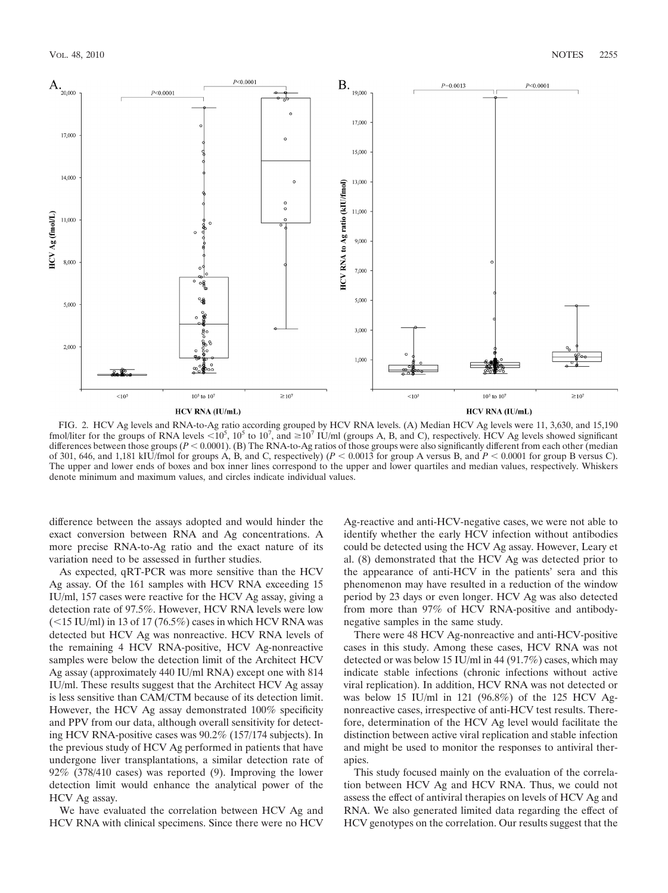FIG. 2. HCV Ag levels and RNA-to-Ag ratio according grouped by HCV RNA levels. (A) Median HCV Ag levels were 11, 3,630, and 15,190 fmol/liter for the groups of RNA levels $<10^5$, $10^5$ to $10^7$, and $\geq 10^7$ IU/ml (groups A, B, and C), respectively. HCV Ag levels showed significant differences between those groups ($P < 0.0001$). (B) The RNA-to-Ag ratios of those groups were also significantly different from each other (median of 301, 646, and 1,181 kIU/fmol for groups A, B, and C, respectively) ($P < 0.0013$ for group A versus B, and $P < 0.0001$ for group B versus C). The upper and lower ends of boxes and box inner lines correspond to the upper and lower quartiles and median values, respectively. Whiskers denote minimum and maximum values, and circles indicate individual values.

difference between the assays adopted and would hinder the exact conversion between RNA and Ag concentrations. A more precise RNA-to-Ag ratio and the exact nature of its variation need to be assessed in further studies.

As expected, qRT-PCR was more sensitive than the HCV Ag assay. Of the 161 samples with HCV RNA exceeding 15 IU/ml, 157 cases were reactive for the HCV Ag assay, giving a detection rate of 97.5%. However, HCV RNA levels were low (<15 IU/ml) in 13 of 17 (76.5%) cases in which HCV RNA was detected but HCV Ag was nonreactive. HCV RNA levels of the remaining 4 HCV RNA-positive, HCV Ag-nonreactive samples were below the detection limit of the Architect HCV Ag assay (approximately 440 IU/ml RNA) except one with 814 IU/ml. These results suggest that the Architect HCV Ag assay is less sensitive than CAM/CTM because of its detection limit. However, the HCV Ag assay demonstrated 100% specificity and PPV from our data, although overall sensitivity for detecting HCV RNA-positive cases was 90.2% (157/174 subjects). In the previous study of HCV Ag performed in patients that have undergone liver transplantations, a similar detection rate of 92% (378/410 cases) was reported (9). Improving the lower detection limit would enhance the analytical power of the HCV Ag assay.

We have evaluated the correlation between HCV Ag and HCV RNA with clinical specimens. Since there were no HCV Ag-reactive and anti-HCV-negative cases, we were not able to identify whether the early HCV infection without antibodies could be detected using the HCV Ag assay. However, Leary et al. (8) demonstrated that the HCV Ag was detected prior to the appearance of anti-HCV in the patients' sera and this phenomenon may have resulted in a reduction of the window period by 23 days or even longer. HCV Ag was also detected from more than 97% of HCV RNA-positive and antibody-negative samples in the same study.

There were 48 HCV Ag-nonreactive and anti-HCV-positive cases in this study. Among these cases, HCV RNA was not detected or was below 15 IU/ml in 44 (91.7%) cases, which may indicate stable infections (chronic infections without active viral replication). In addition, HCV RNA was not detected or was below 15 IU/ml in 121 (96.8%) of the 125 HCV Ag-nonreactive cases, irrespective of anti-HCV test results. Therefore, determination of the HCV Ag level would facilitate the distinction between active viral replication and stable infection and might be used to monitor the responses to antiviral therapies.

This study focused mainly on the evaluation of the correlation between HCV Ag and HCV RNA. Thus, we could not assess the effect of antiviral therapies on levels of HCV Ag and RNA. We also generated limited data regarding the effect of HCV genotypes on the correlation. Our results suggest that the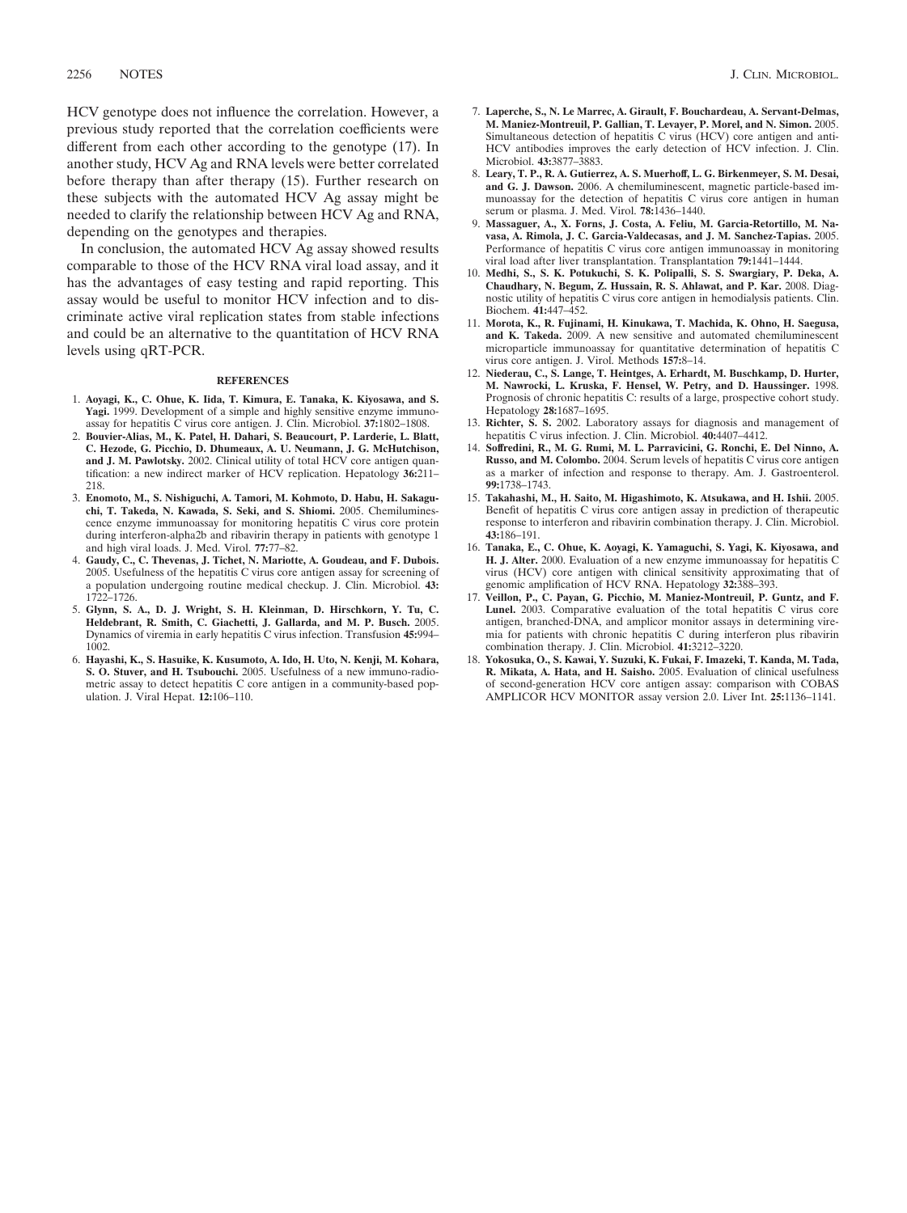HCV genotype does not influence the correlation. However, a previous study reported that the correlation coefficients were different from each other according to the genotype (17). In another study, HCV Ag and RNA levels were better correlated before therapy than after therapy (15). Further research on these subjects with the automated HCV Ag assay might be needed to clarify the relationship between HCV Ag and RNA, depending on the genotypes and therapies.

In conclusion, the automated HCV Ag assay showed results comparable to those of the HCV RNA viral load assay, and it has the advantages of easy testing and rapid reporting. This assay would be useful to monitor HCV infection and to discriminate active viral replication states from stable infections and could be an alternative to the quantitation of HCV RNA levels using qRT-PCR.

## REFERENCES

1. **Aoyagi, K., C. Ohue, K. Iida, T. Kimura, E. Tanaka, K. Kiyosawa, and S. Yagi.** 1999. Development of a simple and highly sensitive enzyme immunoassay for hepatitis C virus core antigen. J. Clin. Microbiol. **37:**1802–1808.
2. **Bouvier-Alias, M., K. Patel, H. Dahari, S. Beaucourt, P. Larderie, L. Blatt, C. Hezode, G. Picchio, D. Dhumeaux, A. U. Neumann, J. G. McHutchison, and J. M. Pawlotsky.** 2002. Clinical utility of total HCV core antigen quantification: a new indirect marker of HCV replication. Hepatology **36:**211–218.
3. **Enomoto, M., S. Nishiguchi, A. Tamori, M. Kohmoto, D. Habu, H. Sakaguchi, T. Takeda, N. Kawada, S. Seki, and S. Shiomi.** 2005. Chemiluminescence enzyme immunoassay for monitoring hepatitis C virus core protein during interferon-alpha2b and ribavirin therapy in patients with genotype 1 and high viral loads. J. Med. Virol. **77:**77–82.
4. **Gaudy, C., C. Thevenas, J. Tichet, N. Mariotte, A. Goudeau, and F. Dubois.** 2005. Usefulness of the hepatitis C virus core antigen assay for screening of a population undergoing routine medical checkup. J. Clin. Microbiol. **43:** 1722–1726.
5. **Glynn, S. A., D. J. Wright, S. H. Kleinman, D. Hirschkorn, Y. Tu, C. Heldebrant, R. Smith, C. Giachetti, J. Gallarda, and M. P. Busch.** 2005. Dynamics of viremia in early hepatitis C virus infection. Transfusion **45:**994–1002.
6. **Hayashi, K., S. Hasuike, K. Kusumoto, A. Ido, H. Uto, N. Kenji, M. Kohara, S. O. Stuver, and H. Tsubouchi.** 2005. Usefulness of a new immuno-radiometric assay to detect hepatitis C core antigen in a community-based population. J. Viral Hepat. **12:**106–110.
7. **Laperche, S., N. Le Marrec, A. Girault, F. Bouchardeau, A. Servant-Delmas, M. Maniez-Montreuil, P. Gallian, T. Levayer, P. Morel, and N. Simon.** 2005. Simultaneous detection of hepatitis C virus (HCV) core antigen and anti-HCV antibodies improves the early detection of HCV infection. J. Clin. Microbiol. **43:**3877–3883.
8. **Leary, T. P., R. A. Gutierrez, A. S. Muerhoff, L. G. Birkenmeyer, S. M. Desai, and G. J. Dawson.** 2006. A chemiluminescent, magnetic particle-based immunoassay for the detection of hepatitis C virus core antigen in human serum or plasma. J. Med. Virol. **78:**1436–1440.
9. **Massaguer, A., X. Forns, J. Costa, A. Feliu, M. Garcia-Retortillo, M. Navasa, A. Rimola, J. C. Garcia-Valdecasas, and J. M. Sanchez-Tapias.** 2005. Performance of hepatitis C virus core antigen immunoassay in monitoring viral load after liver transplantation. Transplantation **79:**1441–1444.
10. **Medhi, S., S. K. Potukuchi, S. K. Polipalli, S. S. Swargiary, P. Deka, A. Chaudhary, N. Begum, Z. Hussain, R. S. Ahlawat, and P. Kar.** 2008. Diagnostic utility of hepatitis C virus core antigen in hemodialysis patients. Clin. Biochem. **41:**447–452.
11. **Morota, K., R. Fujinami, H. Kinukawa, T. Machida, K. Ohno, H. Saegusa, and K. Takeda.** 2009. A new sensitive and automated chemiluminescent microparticle immunoassay for quantitative determination of hepatitis C virus core antigen. J. Virol. Methods **157:**8–14.
12. **Niederau, C., S. Lange, T. Heintges, A. Erhardt, M. Buschkamp, D. Hurter, M. Nawrocki, L. Kruska, F. Hensel, W. Petry, and D. Haussinger.** 1998. Prognosis of chronic hepatitis C: results of a large, prospective cohort study. Hepatology **28:**1687–1695.
13. **Richter, S. S.** 2002. Laboratory assays for diagnosis and management of hepatitis C virus infection. J. Clin. Microbiol. **40:**4407–4412.
14. **Soffredini, R., M. G. Rumi, M. L. Parravicini, G. Ronchi, E. Del Ninno, A. Russo, and M. Colombo.** 2004. Serum levels of hepatitis C virus core antigen as a marker of infection and response to therapy. Am. J. Gastroenterol. **99:**1738–1743.
15. **Takahashi, M., H. Saito, M. Higashimoto, K. Atsukawa, and H. Ishii.** 2005. Benefit of hepatitis C virus core antigen assay in prediction of therapeutic response to interferon and ribavirin combination therapy. J. Clin. Microbiol. **43:**186–191.
16. **Tanaka, E., C. Ohue, K. Aoyagi, K. Yamaguchi, S. Yagi, K. Kiyosawa, and H. J. Alter.** 2000. Evaluation of a new enzyme immunoassay for hepatitis C virus (HCV) core antigen with clinical sensitivity approximating that of genomic amplification of HCV RNA. Hepatology **32:**388–393.
17. **Veillon, P., C. Payan, G. Picchio, M. Maniez-Montreuil, P. Guntz, and F. Lunel.** 2003. Comparative evaluation of the total hepatitis C virus core antigen, branched-DNA, and amplicor monitor assays in determining viremia for patients with chronic hepatitis C during interferon plus ribavirin combination therapy. J. Clin. Microbiol. **41:**3212–3220.
18. **Yokosuka, O., S. Kawai, Y. Suzuki, K. Fukai, F. Imazeki, T. Kanda, M. Tada, R. Mikata, A. Hata, and H. Saisho.** 2005. Evaluation of clinical usefulness of second-generation HCV core antigen assay: comparison with COBAS AMPLICOR HCV MONITOR assay version 2.0. Liver Int. **25:**1136–1141.